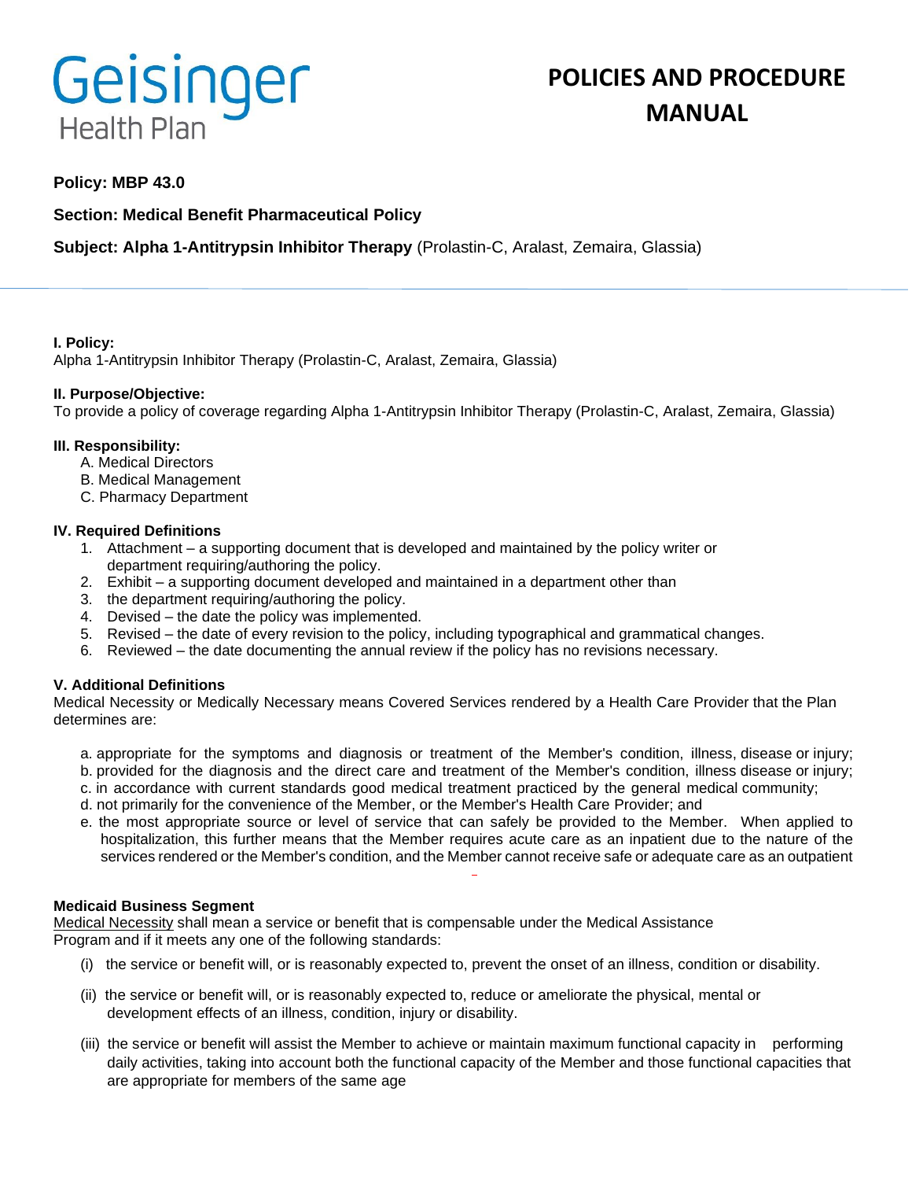Geisinger Health Plan

# POLICIES AND PROCEDURE MANUAL

**Policy: MBP 43.0**

**Section: Medical Benefit Pharmaceutical Policy**

**Subject: Alpha 1-Antitrypsin Inhibitor Therapy** (Prolastin-C, Aralast, Zemaira, Glassia)

**I. Policy:**
Alpha 1-Antitrypsin Inhibitor Therapy (Prolastin-C, Aralast, Zemaira, Glassia)

**II. Purpose/Objective:**
To provide a policy of coverage regarding Alpha 1-Antitrypsin Inhibitor Therapy (Prolastin-C, Aralast, Zemaira, Glassia)

**III. Responsibility:**

A. Medical Directors
B. Medical Management
C. Pharmacy Department

**IV. Required Definitions**

1. Attachment – a supporting document that is developed and maintained by the policy writer or department requiring/authoring the policy.
2. Exhibit – a supporting document developed and maintained in a department other than
3. the department requiring/authoring the policy.
4. Devised – the date the policy was implemented.
5. Revised – the date of every revision to the policy, including typographical and grammatical changes.
6. Reviewed – the date documenting the annual review if the policy has no revisions necessary.

**V. Additional Definitions**
Medical Necessity or Medically Necessary means Covered Services rendered by a Health Care Provider that the Plan determines are:

a. appropriate for the symptoms and diagnosis or treatment of the Member's condition, illness, disease or injury;
b. provided for the diagnosis and the direct care and treatment of the Member's condition, illness disease or injury;
c. in accordance with current standards good medical treatment practiced by the general medical community;
d. not primarily for the convenience of the Member, or the Member's Health Care Provider; and
e. the most appropriate source or level of service that can safely be provided to the Member. When applied to hospitalization, this further means that the Member requires acute care as an inpatient due to the nature of the services rendered or the Member's condition, and the Member cannot receive safe or adequate care as an outpatient

**Medicaid Business Segment**
Medical Necessity shall mean a service or benefit that is compensable under the Medical Assistance Program and if it meets any one of the following standards:

(i) the service or benefit will, or is reasonably expected to, prevent the onset of an illness, condition or disability.

(ii) the service or benefit will, or is reasonably expected to, reduce or ameliorate the physical, mental or development effects of an illness, condition, injury or disability.

(iii) the service or benefit will assist the Member to achieve or maintain maximum functional capacity in performing daily activities, taking into account both the functional capacity of the Member and those functional capacities that are appropriate for members of the same age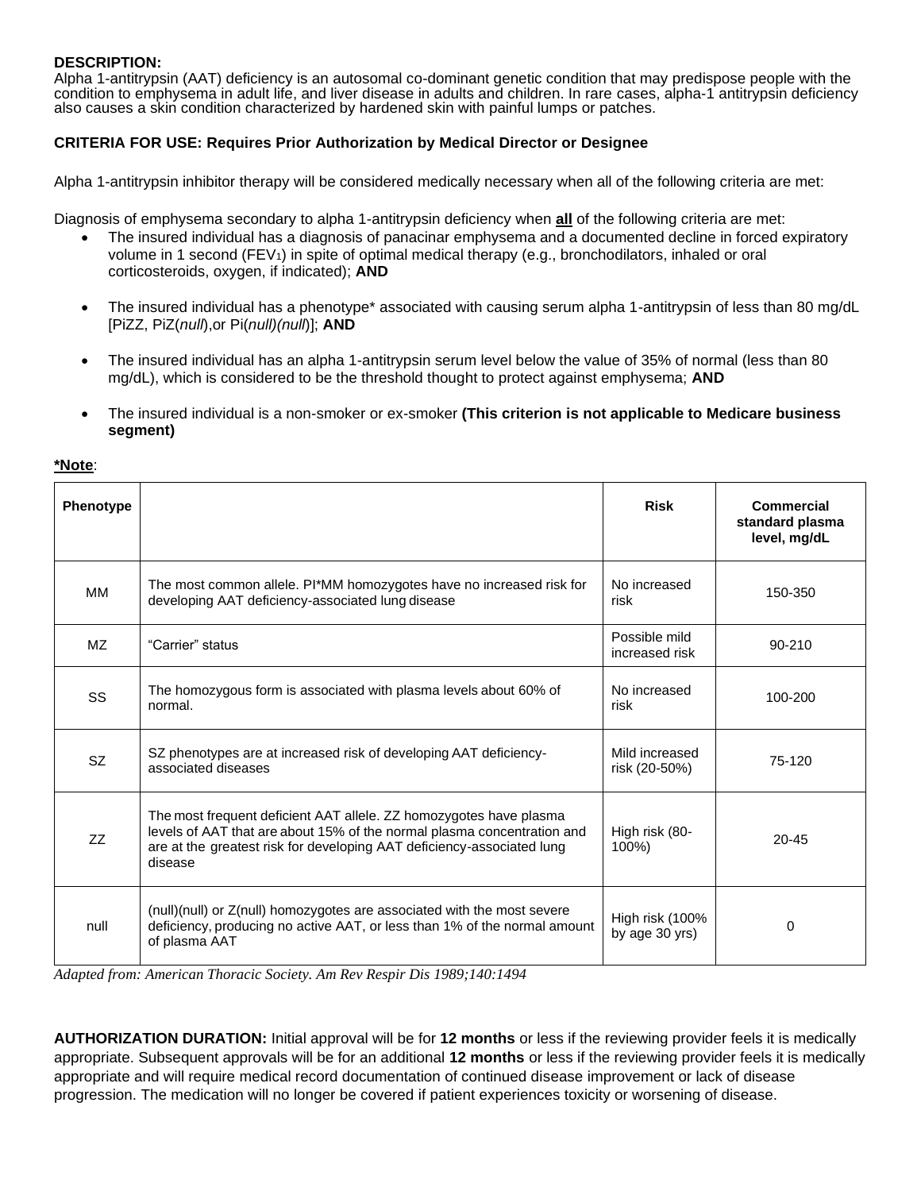**DESCRIPTION:**
Alpha 1-antitrypsin (AAT) deficiency is an autosomal co-dominant genetic condition that may predispose people with the condition to emphysema in adult life, and liver disease in adults and children. In rare cases, alpha-1 antitrypsin deficiency also causes a skin condition characterized by hardened skin with painful lumps or patches.

**CRITERIA FOR USE: Requires Prior Authorization by Medical Director or Designee**

Alpha 1-antitrypsin inhibitor therapy will be considered medically necessary when all of the following criteria are met:

Diagnosis of emphysema secondary to alpha 1-antitrypsin deficiency when **all** of the following criteria are met:

- The insured individual has a diagnosis of panacinar emphysema and a documented decline in forced expiratory volume in 1 second ($FEV_1$) in spite of optimal medical therapy (e.g., bronchodilators, inhaled or oral corticosteroids, oxygen, if indicated); **AND**

- The insured individual has a phenotype* associated with causing serum alpha 1-antitrypsin of less than 80 mg/dL [PiZZ, PiZ(*null*),or Pi(*null)(null*)]; **AND**

- The insured individual has an alpha 1-antitrypsin serum level below the value of 35% of normal (less than 80 mg/dL), which is considered to be the threshold thought to protect against emphysema; **AND**

- The insured individual is a non-smoker or ex-smoker **(This criterion is not applicable to Medicare business segment)**

***Note**:

| Phenotype | | Risk | Commercial standard plasma level, mg/dL |
|---|---|---|---|
| MM | The most common allele. PI*MM homozygotes have no increased risk for developing AAT deficiency-associated lung disease | No increased risk | 150-350 |
| MZ | "Carrier" status | Possible mild increased risk | 90-210 |
| SS | The homozygous form is associated with plasma levels about 60% of normal. | No increased risk | 100-200 |
| SZ | SZ phenotypes are at increased risk of developing AAT deficiency-associated diseases | Mild increased risk (20-50%) | 75-120 |
| ZZ | The most frequent deficient AAT allele. ZZ homozygotes have plasma levels of AAT that are about 15% of the normal plasma concentration and are at the greatest risk for developing AAT deficiency-associated lung disease | High risk (80-100%) | 20-45 |
| null | (null)(null) or Z(null) homozygotes are associated with the most severe deficiency, producing no active AAT, or less than 1% of the normal amount of plasma AAT | High risk (100% by age 30 yrs) | 0 |

*Adapted from: American Thoracic Society. Am Rev Respir Dis 1989;140:1494*

**AUTHORIZATION DURATION:** Initial approval will be for **12 months** or less if the reviewing provider feels it is medically appropriate. Subsequent approvals will be for an additional **12 months** or less if the reviewing provider feels it is medically appropriate and will require medical record documentation of continued disease improvement or lack of disease progression. The medication will no longer be covered if patient experiences toxicity or worsening of disease.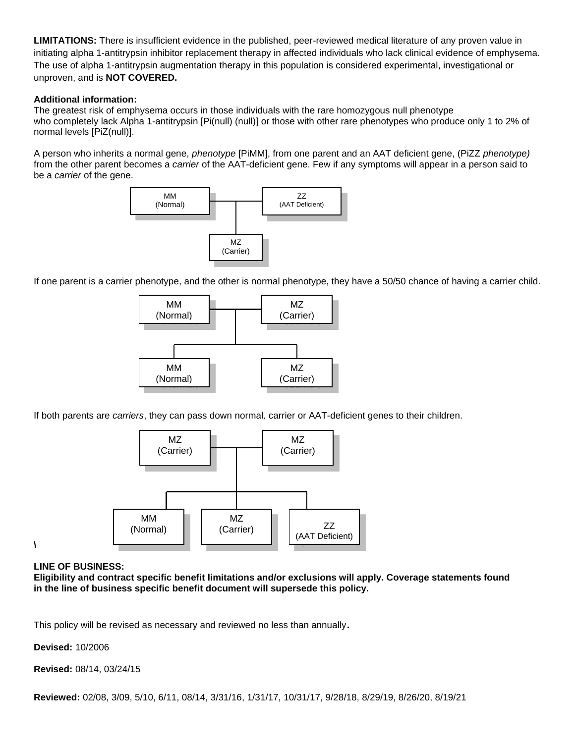**LIMITATIONS:** There is insufficient evidence in the published, peer-reviewed medical literature of any proven value in initiating alpha 1-antitrypsin inhibitor replacement therapy in affected individuals who lack clinical evidence of emphysema. The use of alpha 1-antitrypsin augmentation therapy in this population is considered experimental, investigational or unproven, and is **NOT COVERED.**

**Additional information:**
The greatest risk of emphysema occurs in those individuals with the rare homozygous null phenotype who completely lack Alpha 1-antitrypsin [Pi(null) (null)] or those with other rare phenotypes who produce only 1 to 2% of normal levels [PiZ(null)].

A person who inherits a normal gene, *phenotype* [PiMM], from one parent and an AAT deficient gene, (PiZZ *phenotype)* from the other parent becomes a *carrier* of the AAT-deficient gene. Few if any symptoms will appear in a person said to be a *carrier* of the gene.

MM
(Normal)

ZZ
(AAT Deficient)

MZ
(Carrier)

If one parent is a carrier phenotype, and the other is normal phenotype, they have a 50/50 chance of having a carrier child.

MM
(Normal)

MZ
(Carrier)

MM
(Normal)

MZ
(Carrier)

If both parents are *carriers*, they can pass down normal*,* carrier or AAT-deficient genes to their children.

MZ
(Carrier)

MZ
(Carrier)

MM
(Normal)

MZ
(Carrier)

ZZ
(AAT Deficient)

\

**LINE OF BUSINESS:**
**Eligibility and contract specific benefit limitations and/or exclusions will apply. Coverage statements found in the line of business specific benefit document will supersede this policy.**

This policy will be revised as necessary and reviewed no less than annually.

**Devised:** 10/2006

**Revised:** 08/14, 03/24/15

**Reviewed:** 02/08, 3/09, 5/10, 6/11, 08/14, 3/31/16, 1/31/17, 10/31/17, 9/28/18, 8/29/19, 8/26/20, 8/19/21